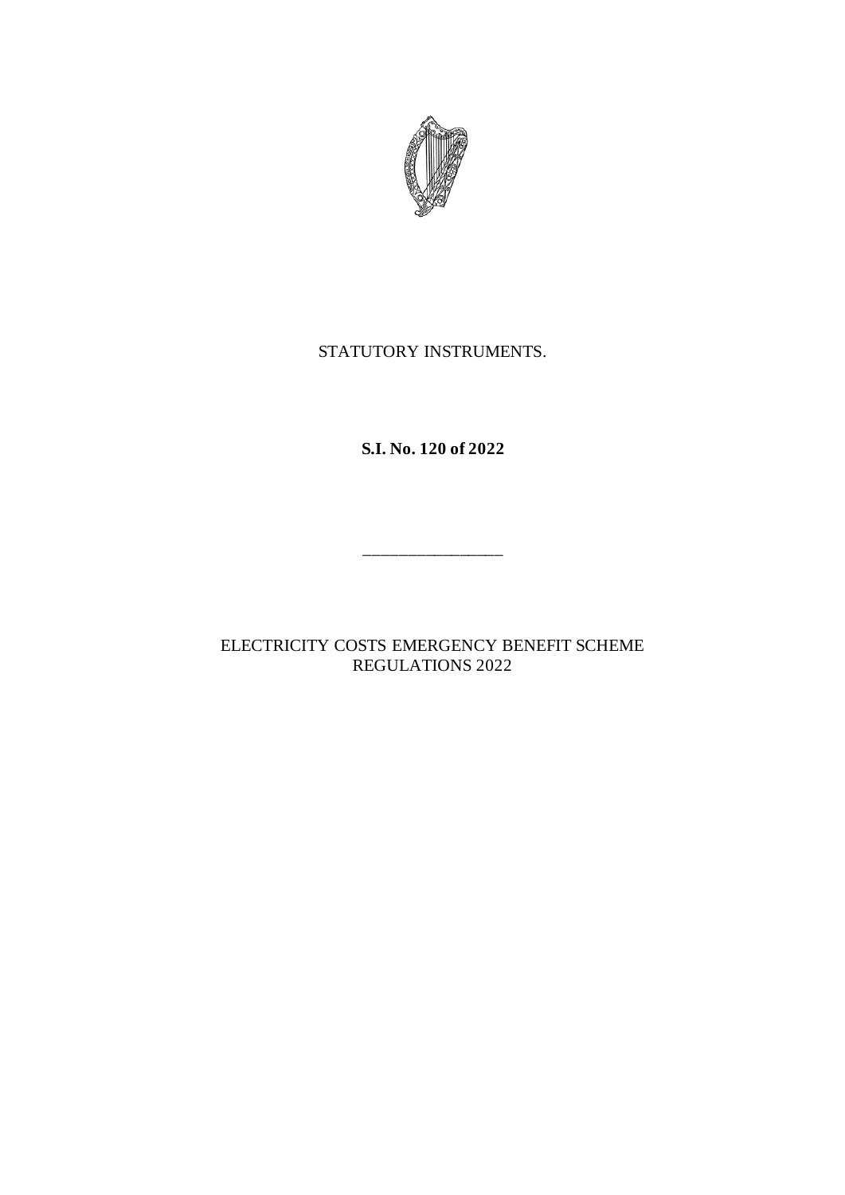STATUTORY INSTRUMENTS.

**S.I. No. 120 of 2022**

---

ELECTRICITY COSTS EMERGENCY BENEFIT SCHEME REGULATIONS 2022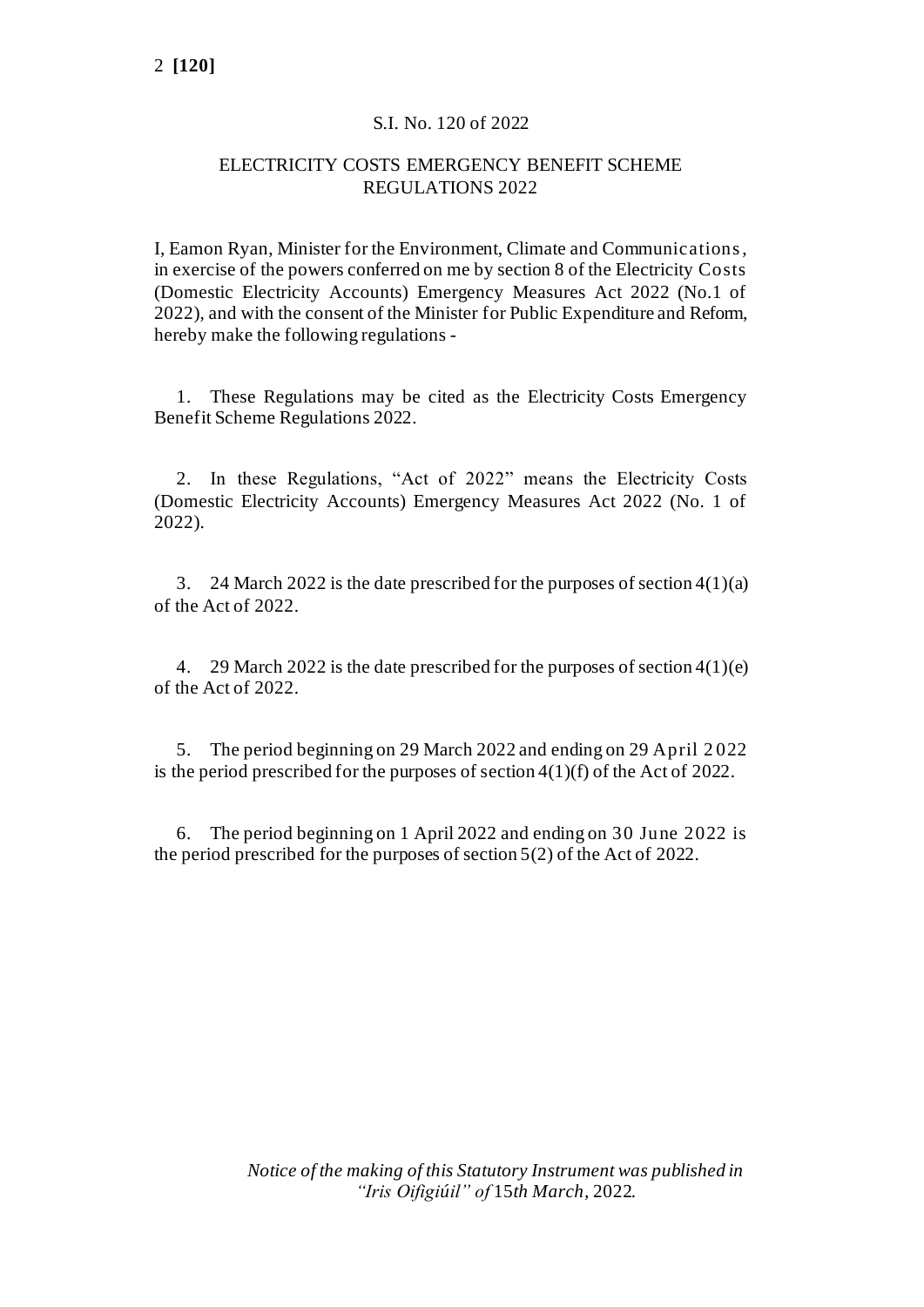S.I. No. 120 of 2022

# ELECTRICITY COSTS EMERGENCY BENEFIT SCHEME REGULATIONS 2022

I, Eamon Ryan, Minister for the Environment, Climate and Communications, in exercise of the powers conferred on me by section 8 of the Electricity Costs (Domestic Electricity Accounts) Emergency Measures Act 2022 (No.1 of 2022), and with the consent of the Minister for Public Expenditure and Reform, hereby make the following regulations -

1. These Regulations may be cited as the Electricity Costs Emergency Benefit Scheme Regulations 2022.

2. In these Regulations, "Act of 2022" means the Electricity Costs (Domestic Electricity Accounts) Emergency Measures Act 2022 (No. 1 of 2022).

3. 24 March 2022 is the date prescribed for the purposes of section 4(1)(a) of the Act of 2022.

4. 29 March 2022 is the date prescribed for the purposes of section 4(1)(e) of the Act of 2022.

5. The period beginning on 29 March 2022 and ending on 29 April 2022 is the period prescribed for the purposes of section 4(1)(f) of the Act of 2022.

6. The period beginning on 1 April 2022 and ending on 30 June 2022 is the period prescribed for the purposes of section 5(2) of the Act of 2022.

*Notice of the making of this Statutory Instrument was published in "Iris Oifigiúil" of* 15*th March*, 2022.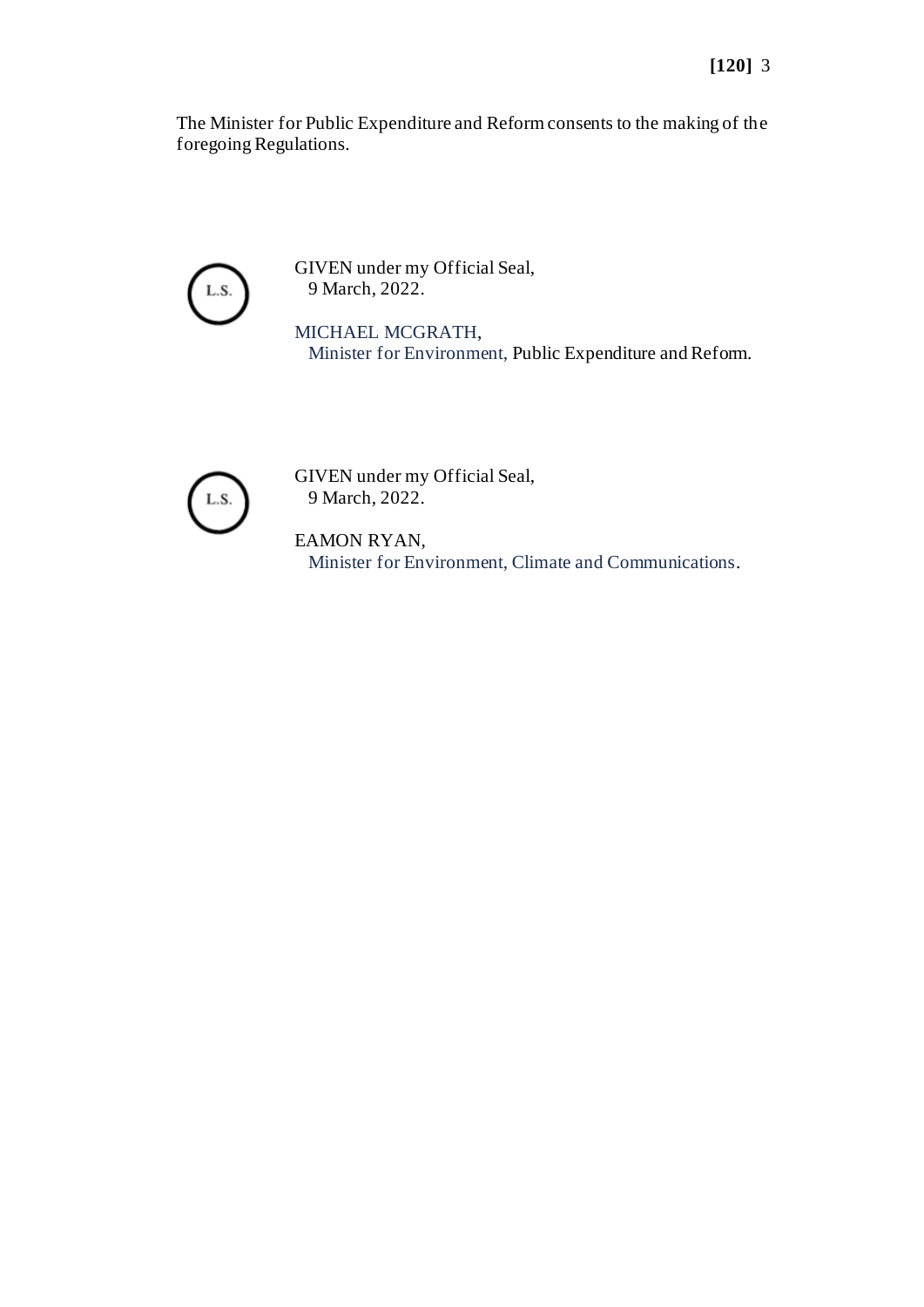The Minister for Public Expenditure and Reform consents to the making of the foregoing Regulations.

L.S.

GIVEN under my Official Seal,
9 March, 2022.

MICHAEL MCGRATH,
Minister for Environment, Public Expenditure and Reform.

L.S.

GIVEN under my Official Seal,
9 March, 2022.

EAMON RYAN,
Minister for Environment, Climate and Communications.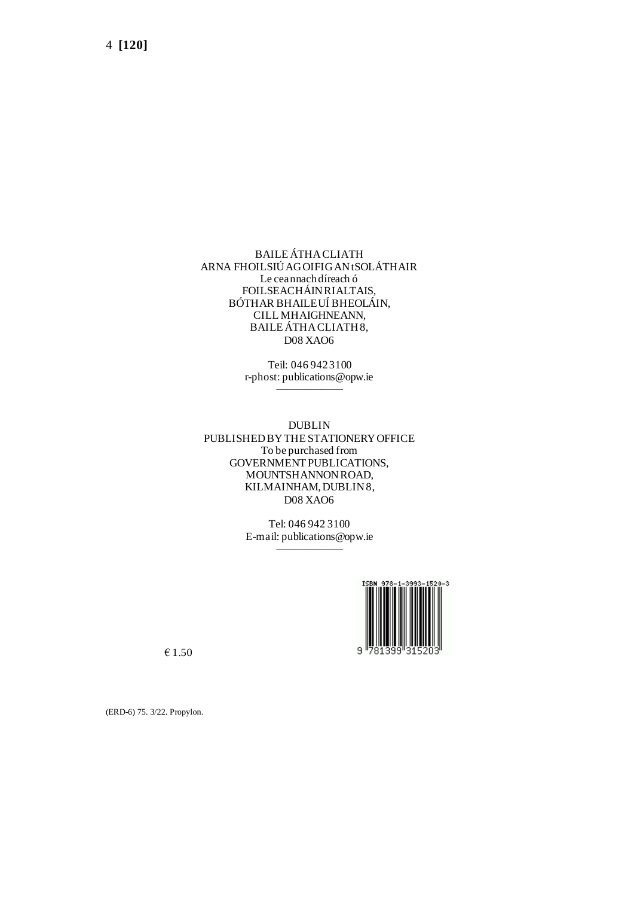[120]

BAILE ÁTHA CLIATH
ARNA FHOILSIÚ AG OIFIG AN tSOLÁTHAIR
Le ceannach díreach ó
FOILSEACHÁIN RIALTAIS,
BÓTHAR BHAILE UÍ BHEOLÁIN,
CILL MHAIGHNEANN,
BAILE ÁTHA CLIATH 8,
D08 XAO6

Teil: 046 942 3100
r-phost: publications@opw.ie

DUBLIN
PUBLISHED BY THE STATIONERY OFFICE
To be purchased from
GOVERNMENT PUBLICATIONS,
MOUNTSHANNON ROAD,
KILMAINHAM, DUBLIN 8,
D08 XAO6

Tel: 046 942 3100
E-mail: publications@opw.ie

ISBN 978-1-3993-1520-3

9 781399 315203

€ 1.50

(ERD-6) 75. 3/22. Propylon.